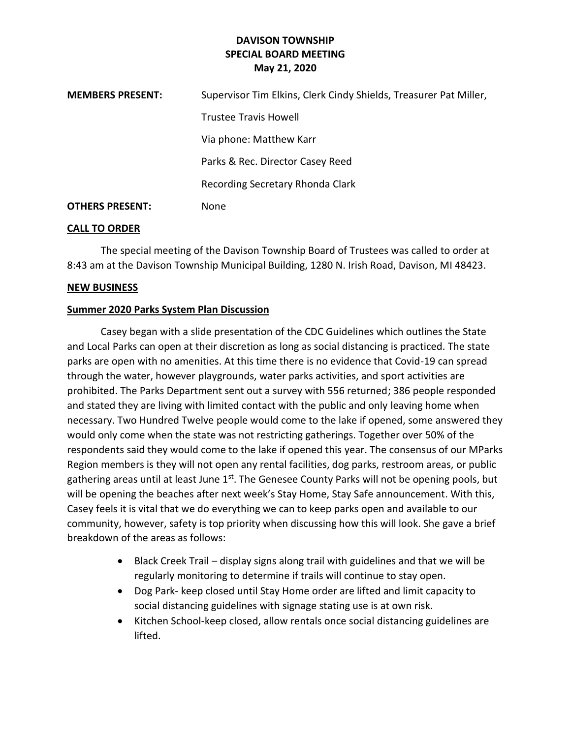# DAVISON TOWNSHIP
## SPECIAL BOARD MEETING
### May 21, 2020

**MEMBERS PRESENT:** Supervisor Tim Elkins, Clerk Cindy Shields, Treasurer Pat Miller,

Trustee Travis Howell

Via phone: Matthew Karr

Parks & Rec. Director Casey Reed

Recording Secretary Rhonda Clark

**OTHERS PRESENT:** None

**CALL TO ORDER**

The special meeting of the Davison Township Board of Trustees was called to order at 8:43 am at the Davison Township Municipal Building, 1280 N. Irish Road, Davison, MI 48423.

**NEW BUSINESS**

**Summer 2020 Parks System Plan Discussion**

Casey began with a slide presentation of the CDC Guidelines which outlines the State and Local Parks can open at their discretion as long as social distancing is practiced. The state parks are open with no amenities. At this time there is no evidence that Covid-19 can spread through the water, however playgrounds, water parks activities, and sport activities are prohibited. The Parks Department sent out a survey with 556 returned; 386 people responded and stated they are living with limited contact with the public and only leaving home when necessary. Two Hundred Twelve people would come to the lake if opened, some answered they would only come when the state was not restricting gatherings. Together over 50% of the respondents said they would come to the lake if opened this year. The consensus of our MParks Region members is they will not open any rental facilities, dog parks, restroom areas, or public gathering areas until at least June 1st. The Genesee County Parks will not be opening pools, but will be opening the beaches after next week's Stay Home, Stay Safe announcement. With this, Casey feels it is vital that we do everything we can to keep parks open and available to our community, however, safety is top priority when discussing how this will look. She gave a brief breakdown of the areas as follows:

- Black Creek Trail – display signs along trail with guidelines and that we will be regularly monitoring to determine if trails will continue to stay open.
- Dog Park- keep closed until Stay Home order are lifted and limit capacity to social distancing guidelines with signage stating use is at own risk.
- Kitchen School-keep closed, allow rentals once social distancing guidelines are lifted.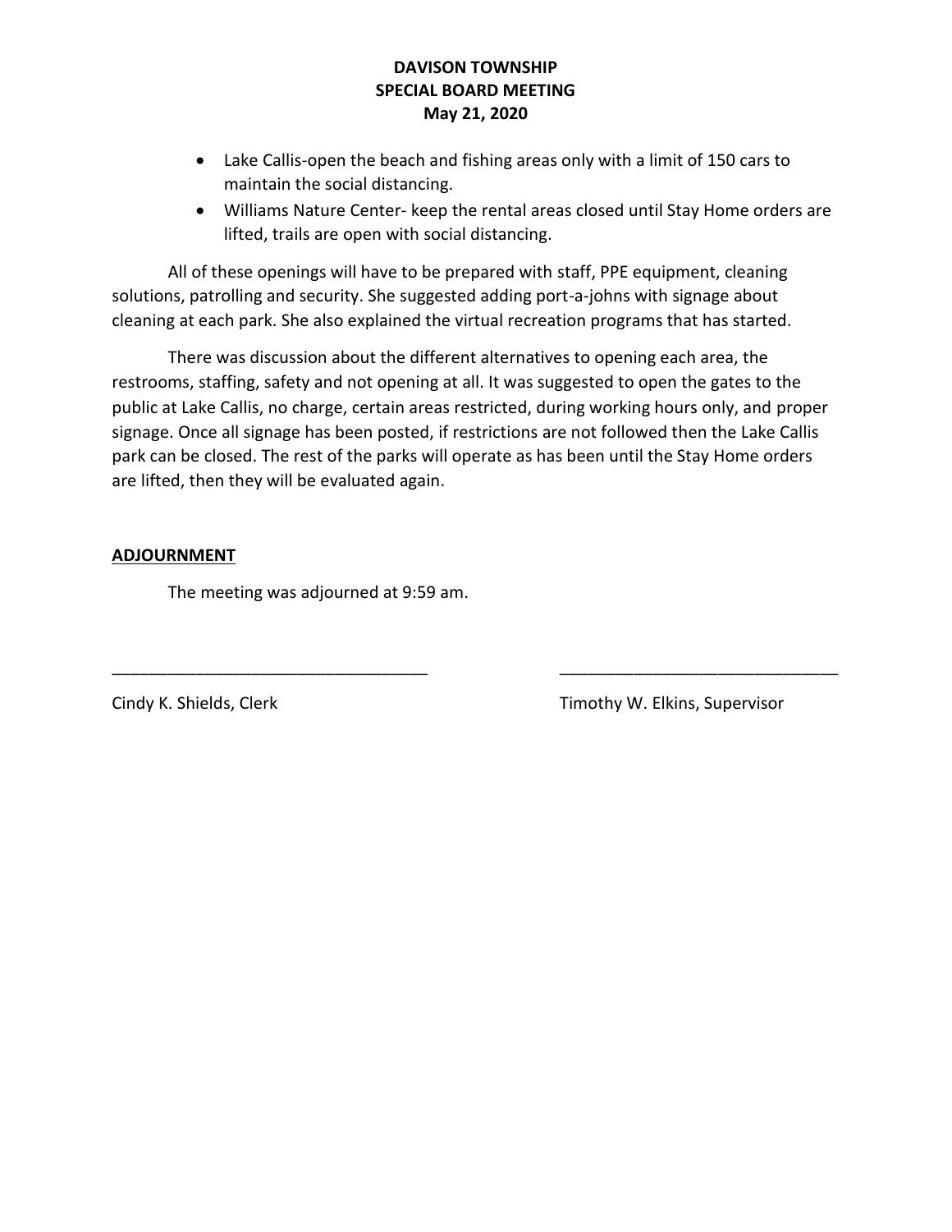- Lake Callis-open the beach and fishing areas only with a limit of 150 cars to maintain the social distancing.
- Williams Nature Center- keep the rental areas closed until Stay Home orders are lifted, trails are open with social distancing.

All of these openings will have to be prepared with staff, PPE equipment, cleaning solutions, patrolling and security. She suggested adding port-a-johns with signage about cleaning at each park. She also explained the virtual recreation programs that has started.

There was discussion about the different alternatives to opening each area, the restrooms, staffing, safety and not opening at all. It was suggested to open the gates to the public at Lake Callis, no charge, certain areas restricted, during working hours only, and proper signage. Once all signage has been posted, if restrictions are not followed then the Lake Callis park can be closed. The rest of the parks will operate as has been until the Stay Home orders are lifted, then they will be evaluated again.

**ADJOURNMENT**

The meeting was adjourned at 9:59 am.

\_\_\_\_\_\_\_\_\_\_\_\_\_\_\_\_\_\_\_\_\_\_\_\_\_\_\_\_\_\_\_\_\_\_\_ \_\_\_\_\_\_\_\_\_\_\_\_\_\_\_\_\_\_\_\_\_\_\_\_\_\_\_\_\_\_\_

Cindy K. Shields, Clerk

Timothy W. Elkins, Supervisor